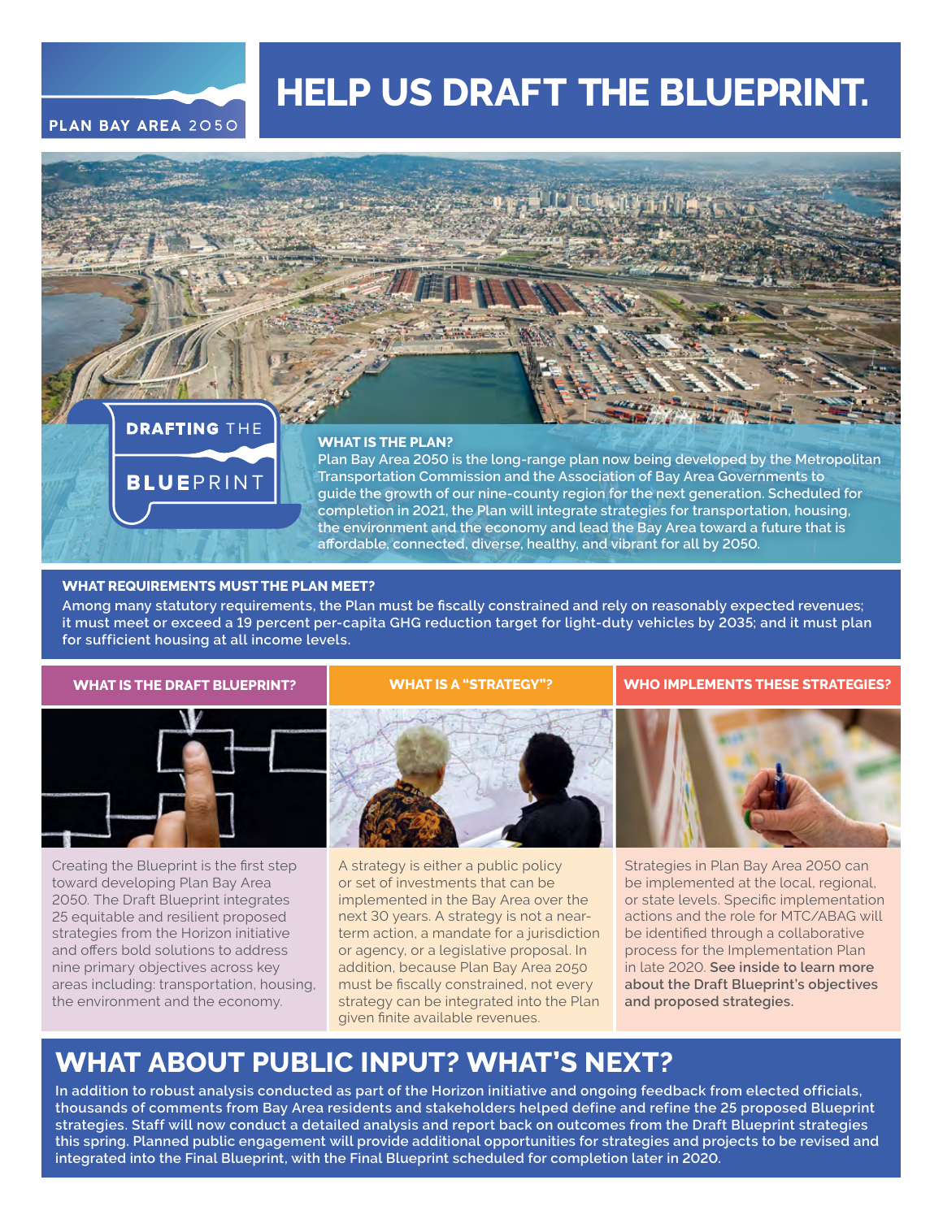PLAN BAY AREA 2050

# HELP US DRAFT THE BLUEPRINT.

**DRAFTING THE BLUEPRINT**

### WHAT IS THE PLAN?

Plan Bay Area 2050 is the long-range plan now being developed by the Metropolitan Transportation Commission and the Association of Bay Area Governments to guide the growth of our nine-county region for the next generation. Scheduled for completion in 2021, the Plan will integrate strategies for transportation, housing, the environment and the economy and lead the Bay Area toward a future that is affordable, connected, diverse, healthy, and vibrant for all by 2050.

### WHAT REQUIREMENTS MUST THE PLAN MEET?

Among many statutory requirements, the Plan must be fiscally constrained and rely on reasonably expected revenues; it must meet or exceed a 19 percent per-capita GHG reduction target for light-duty vehicles by 2035; and it must plan for sufficient housing at all income levels.

### WHAT IS THE DRAFT BLUEPRINT?

Creating the Blueprint is the first step toward developing Plan Bay Area 2050. The Draft Blueprint integrates 25 equitable and resilient proposed strategies from the Horizon initiative and offers bold solutions to address nine primary objectives across key areas including: transportation, housing, the environment and the economy.

### WHAT IS A "STRATEGY"?

A strategy is either a public policy or set of investments that can be implemented in the Bay Area over the next 30 years. A strategy is not a near-term action, a mandate for a jurisdiction or agency, or a legislative proposal. In addition, because Plan Bay Area 2050 must be fiscally constrained, not every strategy can be integrated into the Plan given finite available revenues.

### WHO IMPLEMENTS THESE STRATEGIES?

Strategies in Plan Bay Area 2050 can be implemented at the local, regional, or state levels. Specific implementation actions and the role for MTC/ABAG will be identified through a collaborative process for the Implementation Plan in late 2020. **See inside to learn more about the Draft Blueprint's objectives and proposed strategies.**

## WHAT ABOUT PUBLIC INPUT? WHAT'S NEXT?

In addition to robust analysis conducted as part of the Horizon initiative and ongoing feedback from elected officials, thousands of comments from Bay Area residents and stakeholders helped define and refine the 25 proposed Blueprint strategies. Staff will now conduct a detailed analysis and report back on outcomes from the Draft Blueprint strategies this spring. Planned public engagement will provide additional opportunities for strategies and projects to be revised and integrated into the Final Blueprint, with the Final Blueprint scheduled for completion later in 2020.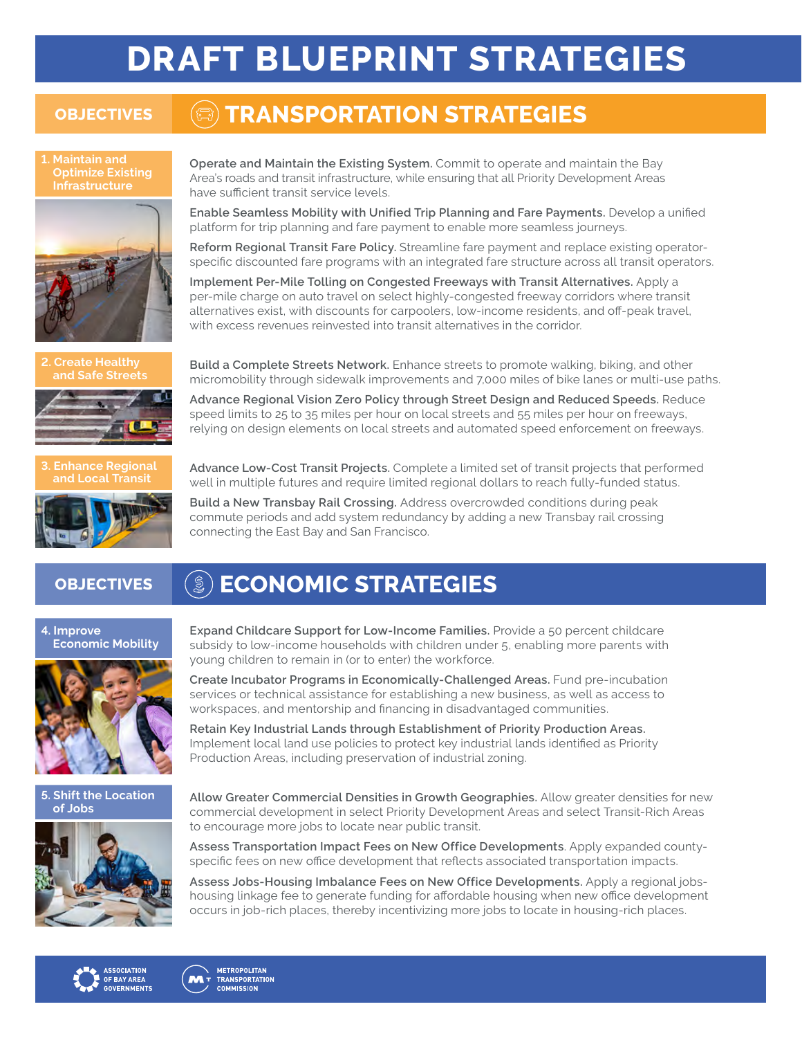# DRAFT BLUEPRINT STRATEGIES

## OBJECTIVES — TRANSPORTATION STRATEGIES

### 1. Maintain and Optimize Existing Infrastructure

**Operate and Maintain the Existing System.** Commit to operate and maintain the Bay Area's roads and transit infrastructure, while ensuring that all Priority Development Areas have sufficient transit service levels.

**Enable Seamless Mobility with Unified Trip Planning and Fare Payments.** Develop a unified platform for trip planning and fare payment to enable more seamless journeys.

**Reform Regional Transit Fare Policy.** Streamline fare payment and replace existing operator-specific discounted fare programs with an integrated fare structure across all transit operators.

**Implement Per-Mile Tolling on Congested Freeways with Transit Alternatives.** Apply a per-mile charge on auto travel on select highly-congested freeway corridors where transit alternatives exist, with discounts for carpoolers, low-income residents, and off-peak travel, with excess revenues reinvested into transit alternatives in the corridor.

### 2. Create Healthy and Safe Streets

**Build a Complete Streets Network.** Enhance streets to promote walking, biking, and other micromobility through sidewalk improvements and 7,000 miles of bike lanes or multi-use paths.

**Advance Regional Vision Zero Policy through Street Design and Reduced Speeds.** Reduce speed limits to 25 to 35 miles per hour on local streets and 55 miles per hour on freeways, relying on design elements on local streets and automated speed enforcement on freeways.

### 3. Enhance Regional and Local Transit

**Advance Low-Cost Transit Projects.** Complete a limited set of transit projects that performed well in multiple futures and require limited regional dollars to reach fully-funded status.

**Build a New Transbay Rail Crossing.** Address overcrowded conditions during peak commute periods and add system redundancy by adding a new Transbay rail crossing connecting the East Bay and San Francisco.

## OBJECTIVES — ECONOMIC STRATEGIES

### 4. Improve Economic Mobility

**Expand Childcare Support for Low-Income Families.** Provide a 50 percent childcare subsidy to low-income households with children under 5, enabling more parents with young children to remain in (or to enter) the workforce.

**Create Incubator Programs in Economically-Challenged Areas.** Fund pre-incubation services or technical assistance for establishing a new business, as well as access to workspaces, and mentorship and financing in disadvantaged communities.

**Retain Key Industrial Lands through Establishment of Priority Production Areas.** Implement local land use policies to protect key industrial lands identified as Priority Production Areas, including preservation of industrial zoning.

### 5. Shift the Location of Jobs

**Allow Greater Commercial Densities in Growth Geographies.** Allow greater densities for new commercial development in select Priority Development Areas and select Transit-Rich Areas to encourage more jobs to locate near public transit.

**Assess Transportation Impact Fees on New Office Developments**. Apply expanded county-specific fees on new office development that reflects associated transportation impacts.

**Assess Jobs-Housing Imbalance Fees on New Office Developments.** Apply a regional jobs-housing linkage fee to generate funding for affordable housing when new office development occurs in job-rich places, thereby incentivizing more jobs to locate in housing-rich places.

ASSOCIATION OF BAY AREA GOVERNMENTS | METROPOLITAN TRANSPORTATION COMMISSION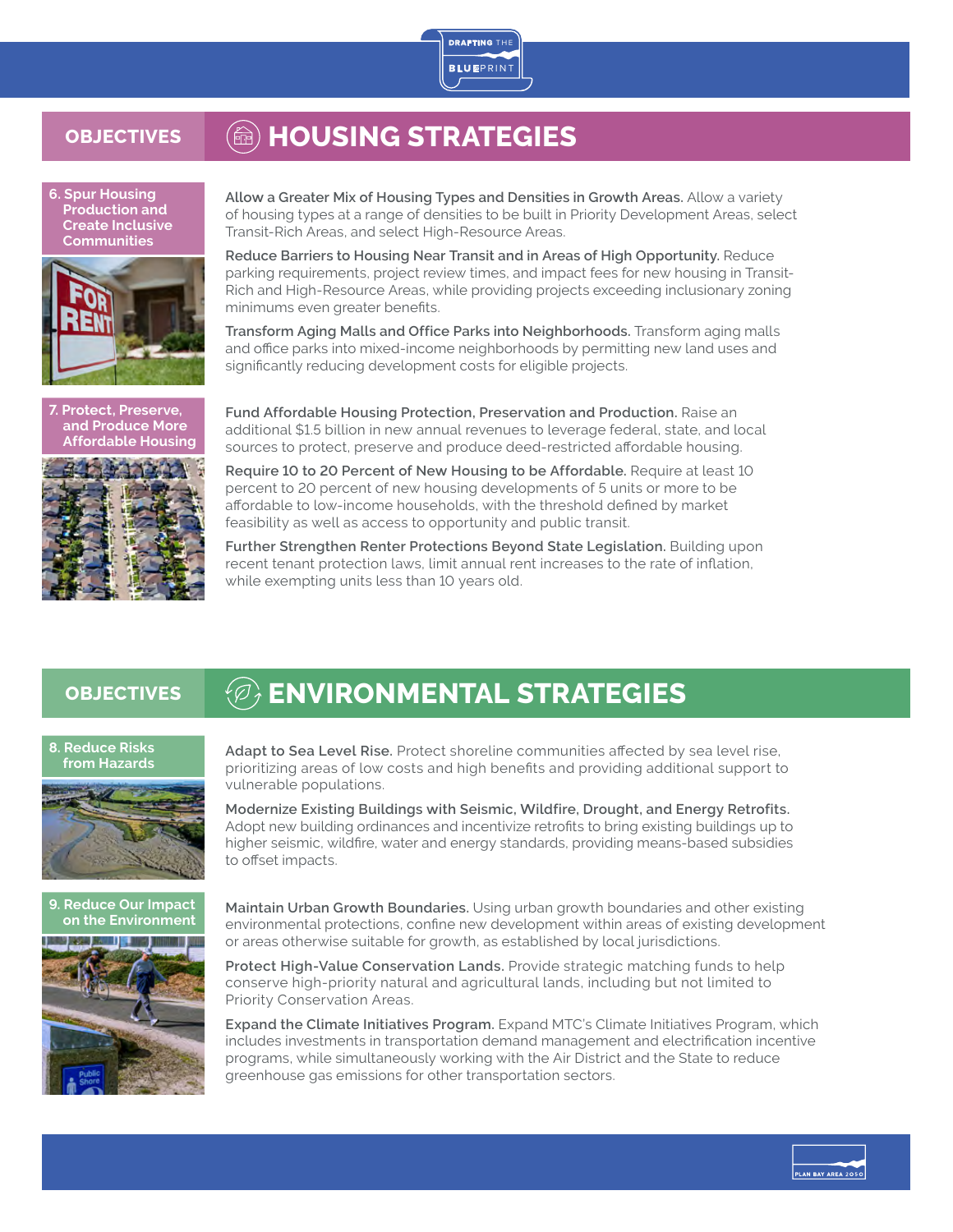# OBJECTIVES — HOUSING STRATEGIES

## 6. Spur Housing Production and Create Inclusive Communities

**Allow a Greater Mix of Housing Types and Densities in Growth Areas.** Allow a variety of housing types at a range of densities to be built in Priority Development Areas, select Transit-Rich Areas, and select High-Resource Areas.

**Reduce Barriers to Housing Near Transit and in Areas of High Opportunity.** Reduce parking requirements, project review times, and impact fees for new housing in Transit-Rich and High-Resource Areas, while providing projects exceeding inclusionary zoning minimums even greater benefits.

**Transform Aging Malls and Office Parks into Neighborhoods.** Transform aging malls and office parks into mixed-income neighborhoods by permitting new land uses and significantly reducing development costs for eligible projects.

## 7. Protect, Preserve, and Produce More Affordable Housing

**Fund Affordable Housing Protection, Preservation and Production.** Raise an additional $1.5 billion in new annual revenues to leverage federal, state, and local sources to protect, preserve and produce deed-restricted affordable housing.

**Require 10 to 20 Percent of New Housing to be Affordable.** Require at least 10 percent to 20 percent of new housing developments of 5 units or more to be affordable to low-income households, with the threshold defined by market feasibility as well as access to opportunity and public transit.

**Further Strengthen Renter Protections Beyond State Legislation.** Building upon recent tenant protection laws, limit annual rent increases to the rate of inflation, while exempting units less than 10 years old.

# OBJECTIVES — ENVIRONMENTAL STRATEGIES

## 8. Reduce Risks from Hazards

**Adapt to Sea Level Rise.** Protect shoreline communities affected by sea level rise, prioritizing areas of low costs and high benefits and providing additional support to vulnerable populations.

**Modernize Existing Buildings with Seismic, Wildfire, Drought, and Energy Retrofits.** Adopt new building ordinances and incentivize retrofits to bring existing buildings up to higher seismic, wildfire, water and energy standards, providing means-based subsidies to offset impacts.

## 9. Reduce Our Impact on the Environment

**Maintain Urban Growth Boundaries.** Using urban growth boundaries and other existing environmental protections, confine new development within areas of existing development or areas otherwise suitable for growth, as established by local jurisdictions.

**Protect High-Value Conservation Lands.** Provide strategic matching funds to help conserve high-priority natural and agricultural lands, including but not limited to Priority Conservation Areas.

**Expand the Climate Initiatives Program.** Expand MTC's Climate Initiatives Program, which includes investments in transportation demand management and electrification incentive programs, while simultaneously working with the Air District and the State to reduce greenhouse gas emissions for other transportation sectors.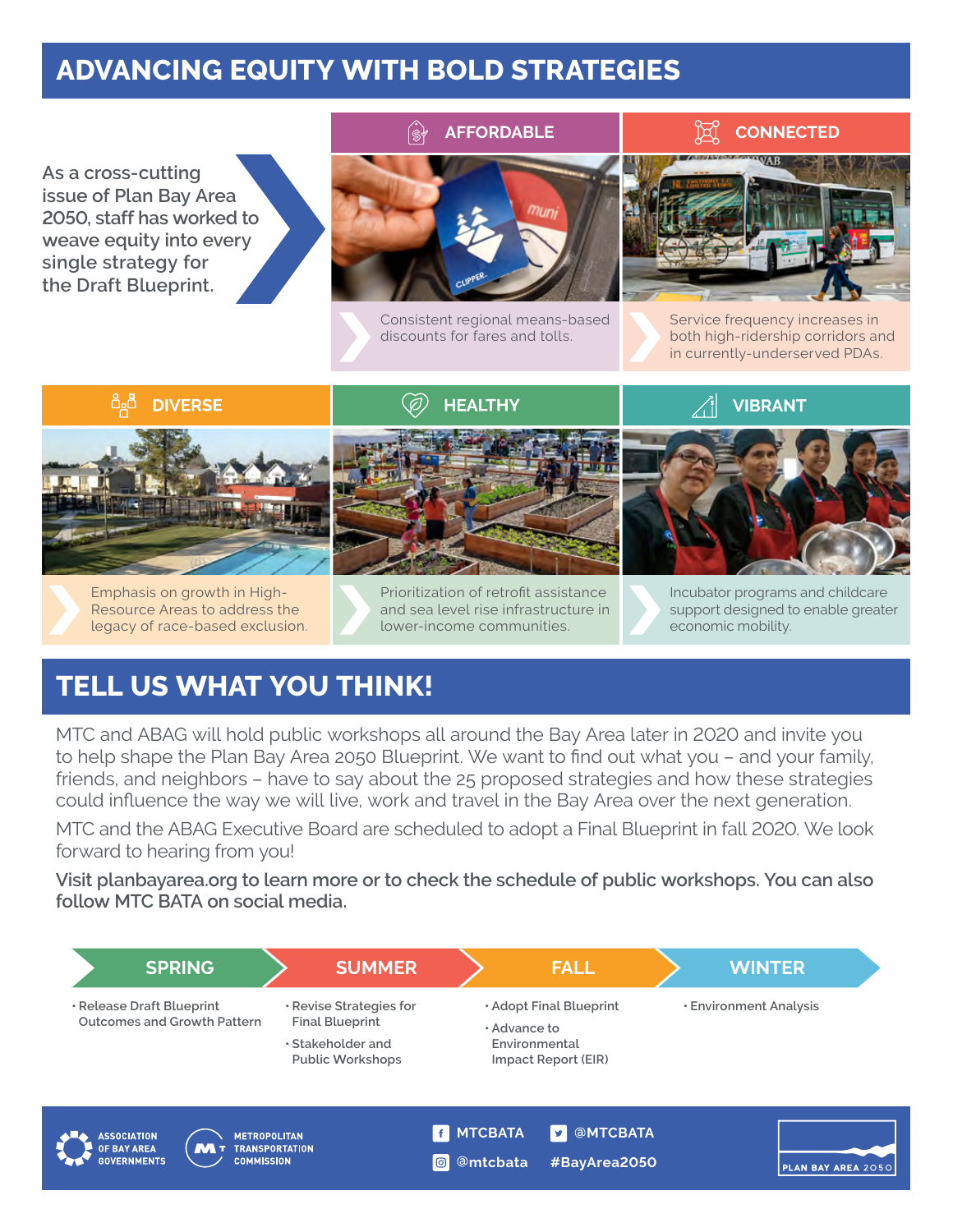# ADVANCING EQUITY WITH BOLD STRATEGIES

As a cross-cutting issue of Plan Bay Area 2050, staff has worked to weave equity into every single strategy for the Draft Blueprint.

### AFFORDABLE

Consistent regional means-based discounts for fares and tolls.

### CONNECTED

Service frequency increases in both high-ridership corridors and in currently-underserved PDAs.

### DIVERSE

Emphasis on growth in High-Resource Areas to address the legacy of race-based exclusion.

### HEALTHY

Prioritization of retrofit assistance and sea level rise infrastructure in lower-income communities.

### VIBRANT

Incubator programs and childcare support designed to enable greater economic mobility.

# TELL US WHAT YOU THINK!

MTC and ABAG will hold public workshops all around the Bay Area later in 2020 and invite you to help shape the Plan Bay Area 2050 Blueprint. We want to find out what you – and your family, friends, and neighbors – have to say about the 25 proposed strategies and how these strategies could influence the way we will live, work and travel in the Bay Area over the next generation.

MTC and the ABAG Executive Board are scheduled to adopt a Final Blueprint in fall 2020. We look forward to hearing from you!

**Visit planbayarea.org to learn more or to check the schedule of public workshops. You can also follow MTC BATA on social media.**

### SPRING

- Release Draft Blueprint Outcomes and Growth Pattern

### SUMMER

- Revise Strategies for Final Blueprint
- Stakeholder and Public Workshops

### FALL

- Adopt Final Blueprint
- Advance to Environmental Impact Report (EIR)

### WINTER

- Environment Analysis

ASSOCIATION OF BAY AREA GOVERNMENTS

METROPOLITAN TRANSPORTATION COMMISSION

MTCBATA @MTCBATA

@mtcbata #BayArea2050

PLAN BAY AREA 2050